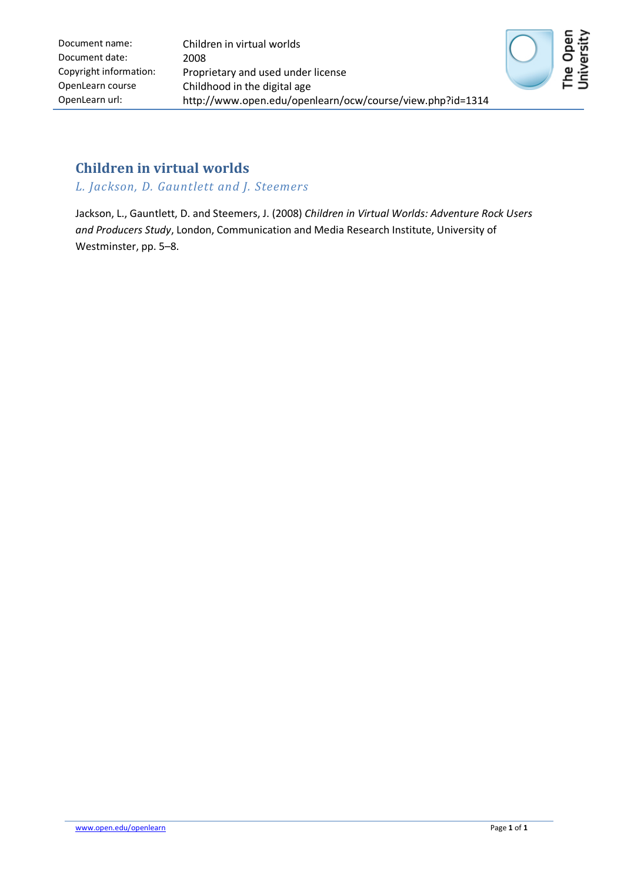| | |
|---|---|
| Document name: | Children in virtual worlds |
| Document date: | 2008 |
| Copyright information: | Proprietary and used under license |
| OpenLearn course | Childhood in the digital age |
| OpenLearn url: | http://www.open.edu/openlearn/ocw/course/view.php?id=1314 |

# Children in virtual worlds

*L. Jackson, D. Gauntlett and J. Steemers*

Jackson, L., Gauntlett, D. and Steemers, J. (2008) *Children in Virtual Worlds: Adventure Rock Users and Producers Study*, London, Communication and Media Research Institute, University of Westminster, pp. 5–8.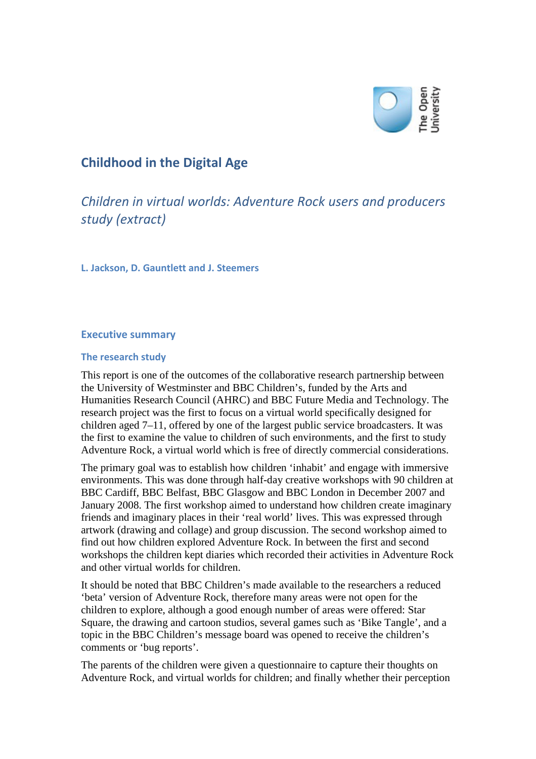# Childhood in the Digital Age

## *Children in virtual worlds: Adventure Rock users and producers study (extract)*

**L. Jackson, D. Gauntlett and J. Steemers**

## Executive summary

### The research study

This report is one of the outcomes of the collaborative research partnership between the University of Westminster and BBC Children's, funded by the Arts and Humanities Research Council (AHRC) and BBC Future Media and Technology. The research project was the first to focus on a virtual world specifically designed for children aged 7–11, offered by one of the largest public service broadcasters. It was the first to examine the value to children of such environments, and the first to study Adventure Rock, a virtual world which is free of directly commercial considerations.

The primary goal was to establish how children 'inhabit' and engage with immersive environments. This was done through half-day creative workshops with 90 children at BBC Cardiff, BBC Belfast, BBC Glasgow and BBC London in December 2007 and January 2008. The first workshop aimed to understand how children create imaginary friends and imaginary places in their 'real world' lives. This was expressed through artwork (drawing and collage) and group discussion. The second workshop aimed to find out how children explored Adventure Rock. In between the first and second workshops the children kept diaries which recorded their activities in Adventure Rock and other virtual worlds for children.

It should be noted that BBC Children's made available to the researchers a reduced 'beta' version of Adventure Rock, therefore many areas were not open for the children to explore, although a good enough number of areas were offered: Star Square, the drawing and cartoon studios, several games such as 'Bike Tangle', and a topic in the BBC Children's message board was opened to receive the children's comments or 'bug reports'.

The parents of the children were given a questionnaire to capture their thoughts on Adventure Rock, and virtual worlds for children; and finally whether their perception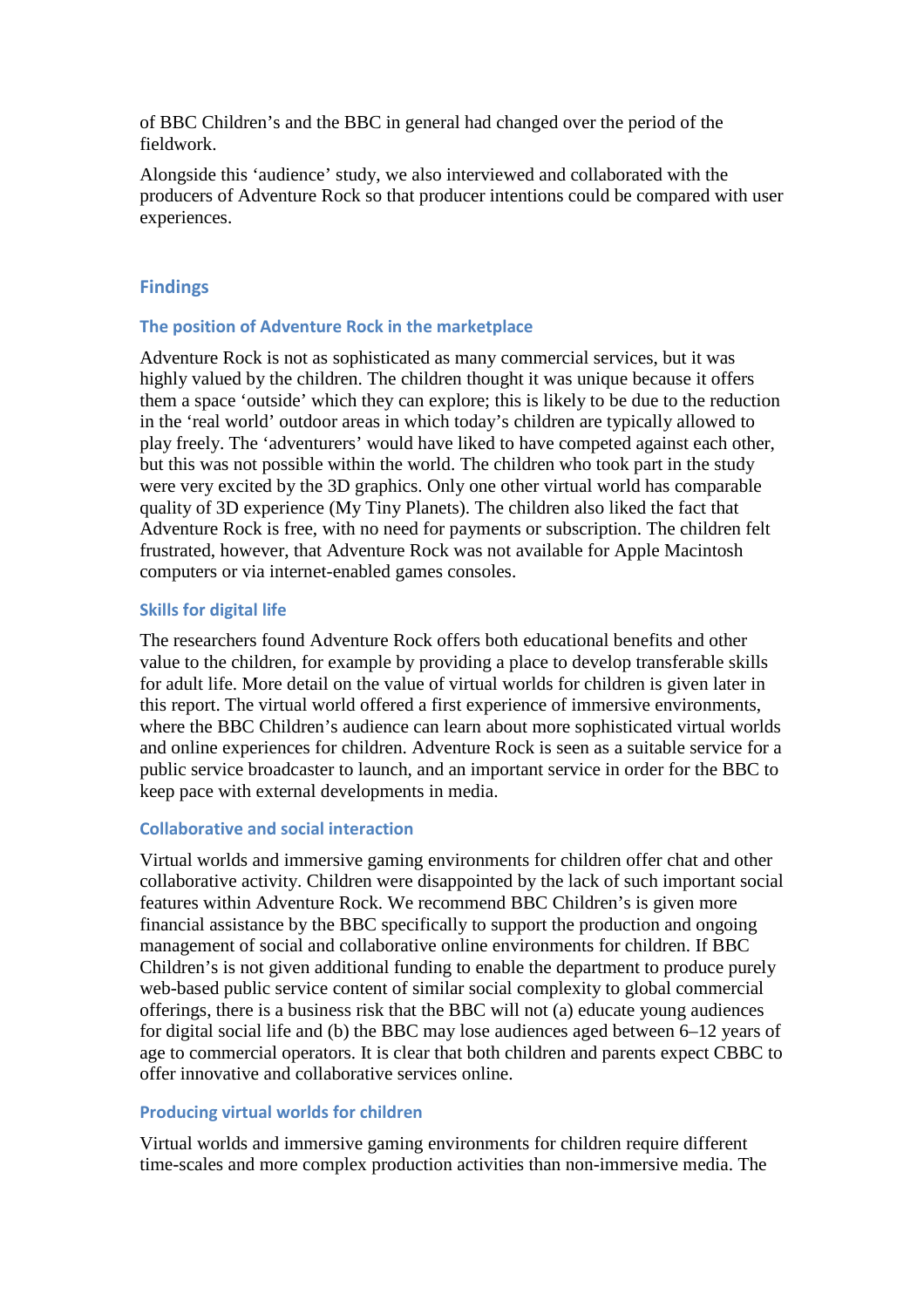of BBC Children's and the BBC in general had changed over the period of the fieldwork.

Alongside this 'audience' study, we also interviewed and collaborated with the producers of Adventure Rock so that producer intentions could be compared with user experiences.

## Findings

### The position of Adventure Rock in the marketplace

Adventure Rock is not as sophisticated as many commercial services, but it was highly valued by the children. The children thought it was unique because it offers them a space 'outside' which they can explore; this is likely to be due to the reduction in the 'real world' outdoor areas in which today's children are typically allowed to play freely. The 'adventurers' would have liked to have competed against each other, but this was not possible within the world. The children who took part in the study were very excited by the 3D graphics. Only one other virtual world has comparable quality of 3D experience (My Tiny Planets). The children also liked the fact that Adventure Rock is free, with no need for payments or subscription. The children felt frustrated, however, that Adventure Rock was not available for Apple Macintosh computers or via internet-enabled games consoles.

### Skills for digital life

The researchers found Adventure Rock offers both educational benefits and other value to the children, for example by providing a place to develop transferable skills for adult life. More detail on the value of virtual worlds for children is given later in this report. The virtual world offered a first experience of immersive environments, where the BBC Children's audience can learn about more sophisticated virtual worlds and online experiences for children. Adventure Rock is seen as a suitable service for a public service broadcaster to launch, and an important service in order for the BBC to keep pace with external developments in media.

### Collaborative and social interaction

Virtual worlds and immersive gaming environments for children offer chat and other collaborative activity. Children were disappointed by the lack of such important social features within Adventure Rock. We recommend BBC Children's is given more financial assistance by the BBC specifically to support the production and ongoing management of social and collaborative online environments for children. If BBC Children's is not given additional funding to enable the department to produce purely web-based public service content of similar social complexity to global commercial offerings, there is a business risk that the BBC will not (a) educate young audiences for digital social life and (b) the BBC may lose audiences aged between 6–12 years of age to commercial operators. It is clear that both children and parents expect CBBC to offer innovative and collaborative services online.

### Producing virtual worlds for children

Virtual worlds and immersive gaming environments for children require different time-scales and more complex production activities than non-immersive media. The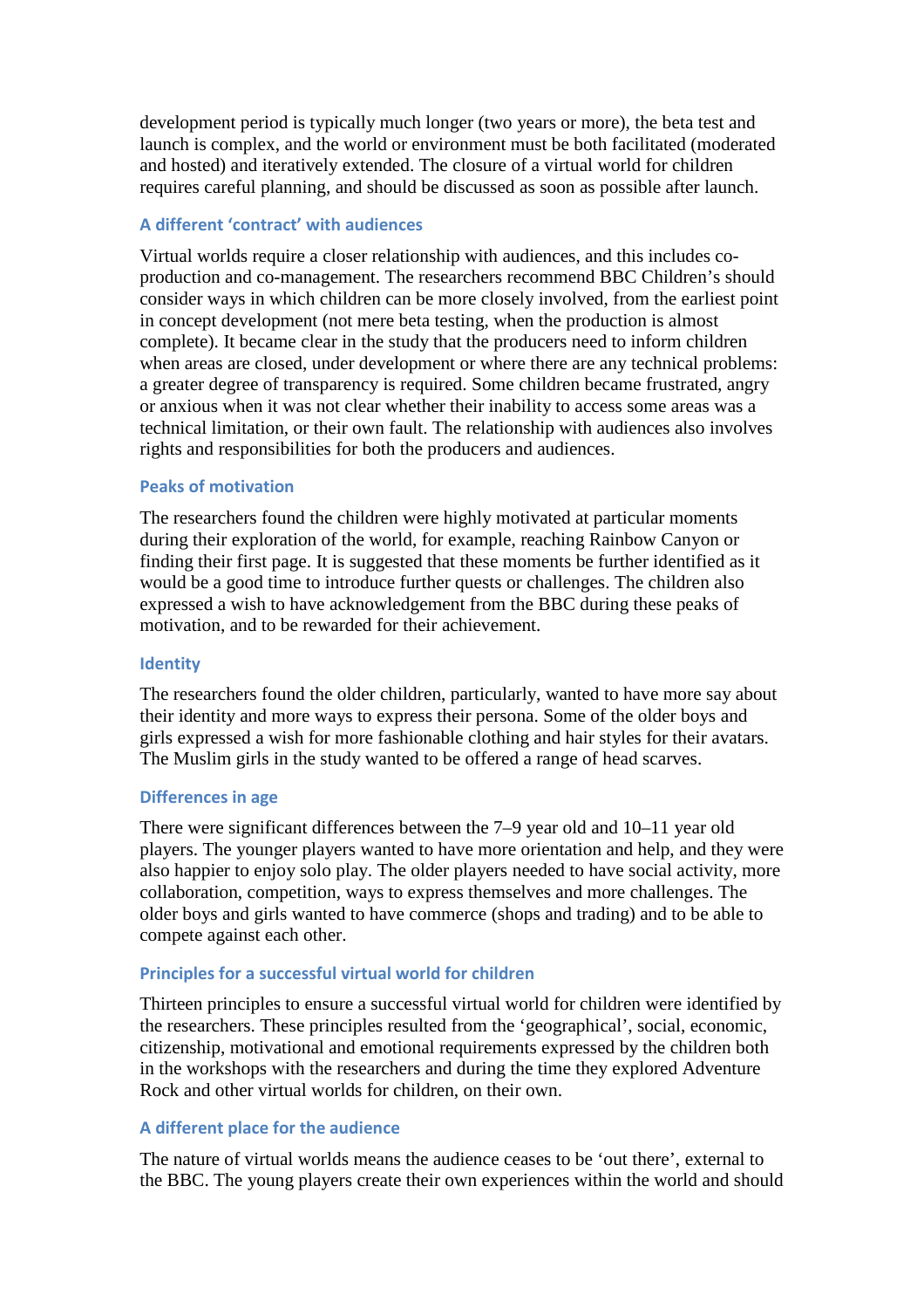development period is typically much longer (two years or more), the beta test and launch is complex, and the world or environment must be both facilitated (moderated and hosted) and iteratively extended. The closure of a virtual world for children requires careful planning, and should be discussed as soon as possible after launch.

### A different 'contract' with audiences

Virtual worlds require a closer relationship with audiences, and this includes co-production and co-management. The researchers recommend BBC Children's should consider ways in which children can be more closely involved, from the earliest point in concept development (not mere beta testing, when the production is almost complete). It became clear in the study that the producers need to inform children when areas are closed, under development or where there are any technical problems: a greater degree of transparency is required. Some children became frustrated, angry or anxious when it was not clear whether their inability to access some areas was a technical limitation, or their own fault. The relationship with audiences also involves rights and responsibilities for both the producers and audiences.

### Peaks of motivation

The researchers found the children were highly motivated at particular moments during their exploration of the world, for example, reaching Rainbow Canyon or finding their first page. It is suggested that these moments be further identified as it would be a good time to introduce further quests or challenges. The children also expressed a wish to have acknowledgement from the BBC during these peaks of motivation, and to be rewarded for their achievement.

### Identity

The researchers found the older children, particularly, wanted to have more say about their identity and more ways to express their persona. Some of the older boys and girls expressed a wish for more fashionable clothing and hair styles for their avatars. The Muslim girls in the study wanted to be offered a range of head scarves.

### Differences in age

There were significant differences between the 7–9 year old and 10–11 year old players. The younger players wanted to have more orientation and help, and they were also happier to enjoy solo play. The older players needed to have social activity, more collaboration, competition, ways to express themselves and more challenges. The older boys and girls wanted to have commerce (shops and trading) and to be able to compete against each other.

### Principles for a successful virtual world for children

Thirteen principles to ensure a successful virtual world for children were identified by the researchers. These principles resulted from the 'geographical', social, economic, citizenship, motivational and emotional requirements expressed by the children both in the workshops with the researchers and during the time they explored Adventure Rock and other virtual worlds for children, on their own.

### A different place for the audience

The nature of virtual worlds means the audience ceases to be 'out there', external to the BBC. The young players create their own experiences within the world and should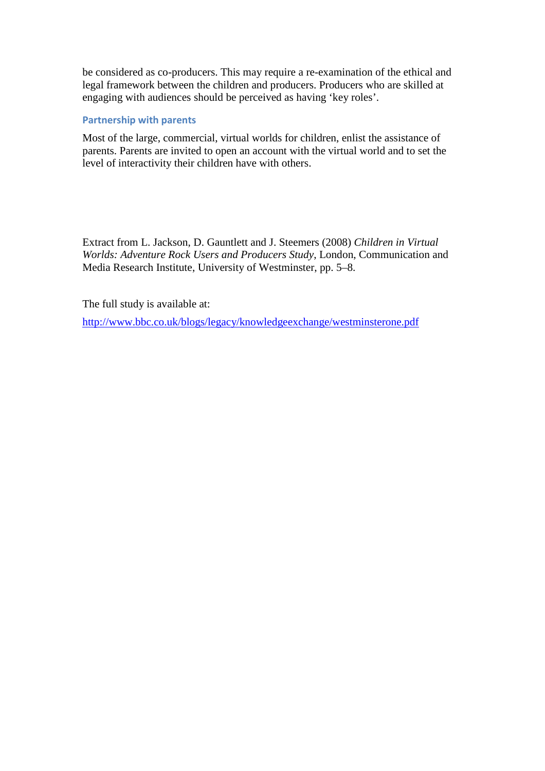be considered as co-producers. This may require a re-examination of the ethical and legal framework between the children and producers. Producers who are skilled at engaging with audiences should be perceived as having 'key roles'.

### Partnership with parents

Most of the large, commercial, virtual worlds for children, enlist the assistance of parents. Parents are invited to open an account with the virtual world and to set the level of interactivity their children have with others.

Extract from L. Jackson, D. Gauntlett and J. Steemers (2008) *Children in Virtual Worlds: Adventure Rock Users and Producers Study*, London, Communication and Media Research Institute, University of Westminster, pp. 5–8.

The full study is available at:

http://www.bbc.co.uk/blogs/legacy/knowledgeexchange/westminsterone.pdf